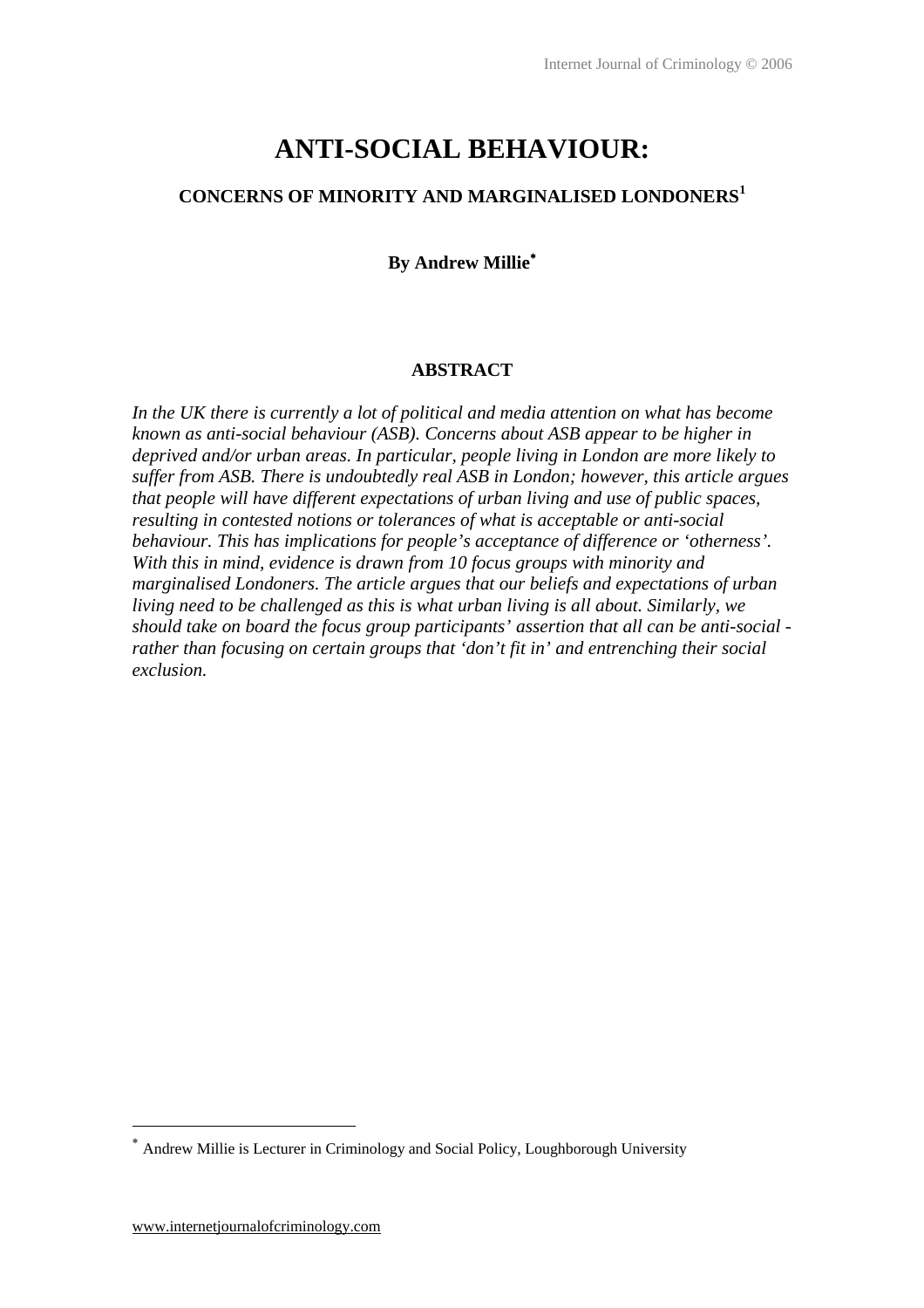# ANTI-SOCIAL BEHAVIOUR:

## CONCERNS OF MINORITY AND MARGINALISED LONDONERS[1]

**By Andrew Millie***

### ABSTRACT

*In the UK there is currently a lot of political and media attention on what has become known as anti-social behaviour (ASB). Concerns about ASB appear to be higher in deprived and/or urban areas. In particular, people living in London are more likely to suffer from ASB. There is undoubtedly real ASB in London; however, this article argues that people will have different expectations of urban living and use of public spaces, resulting in contested notions or tolerances of what is acceptable or anti-social behaviour. This has implications for people's acceptance of difference or 'otherness'. With this in mind, evidence is drawn from 10 focus groups with minority and marginalised Londoners. The article argues that our beliefs and expectations of urban living need to be challenged as this is what urban living is all about. Similarly, we should take on board the focus group participants' assertion that all can be anti-social - rather than focusing on certain groups that 'don't fit in' and entrenching their social exclusion.*

---

* Andrew Millie is Lecturer in Criminology and Social Policy, Loughborough University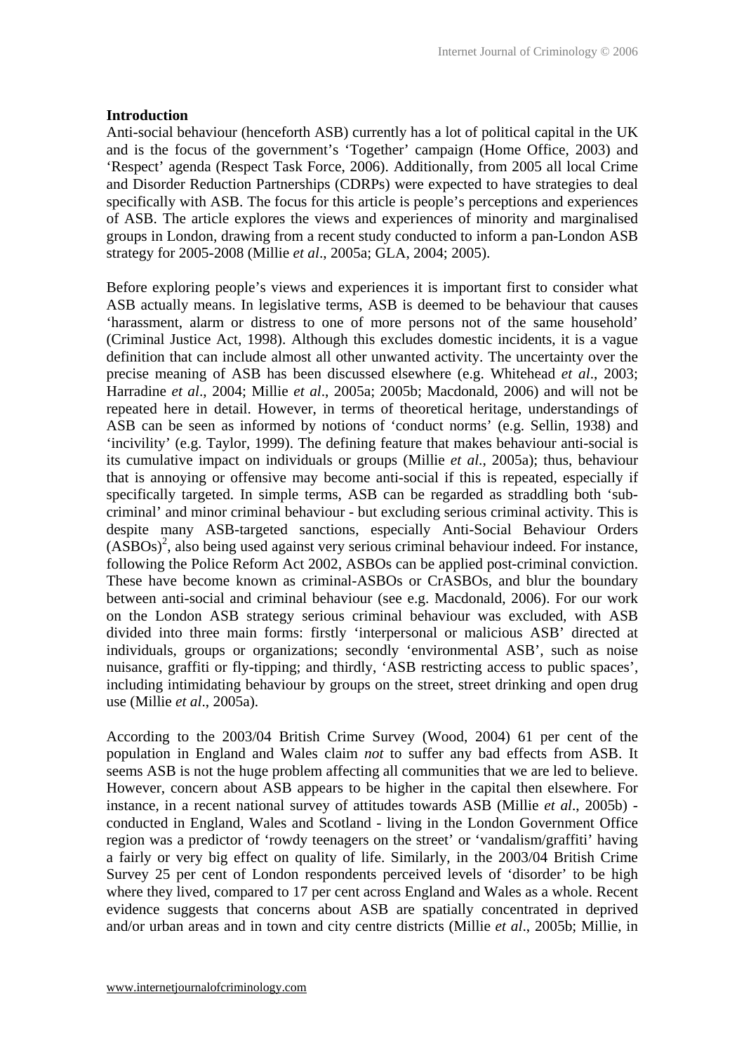**Introduction**
Anti-social behaviour (henceforth ASB) currently has a lot of political capital in the UK and is the focus of the government's 'Together' campaign (Home Office, 2003) and 'Respect' agenda (Respect Task Force, 2006). Additionally, from 2005 all local Crime and Disorder Reduction Partnerships (CDRPs) were expected to have strategies to deal specifically with ASB. The focus for this article is people's perceptions and experiences of ASB. The article explores the views and experiences of minority and marginalised groups in London, drawing from a recent study conducted to inform a pan-London ASB strategy for 2005-2008 (Millie *et al*., 2005a; GLA, 2004; 2005).

Before exploring people's views and experiences it is important first to consider what ASB actually means. In legislative terms, ASB is deemed to be behaviour that causes 'harassment, alarm or distress to one of more persons not of the same household' (Criminal Justice Act, 1998). Although this excludes domestic incidents, it is a vague definition that can include almost all other unwanted activity. The uncertainty over the precise meaning of ASB has been discussed elsewhere (e.g. Whitehead *et al*., 2003; Harradine *et al*., 2004; Millie *et al*., 2005a; 2005b; Macdonald, 2006) and will not be repeated here in detail. However, in terms of theoretical heritage, understandings of ASB can be seen as informed by notions of 'conduct norms' (e.g. Sellin, 1938) and 'incivility' (e.g. Taylor, 1999). The defining feature that makes behaviour anti-social is its cumulative impact on individuals or groups (Millie *et al*., 2005a); thus, behaviour that is annoying or offensive may become anti-social if this is repeated, especially if specifically targeted. In simple terms, ASB can be regarded as straddling both 'sub-criminal' and minor criminal behaviour - but excluding serious criminal activity. This is despite many ASB-targeted sanctions, especially Anti-Social Behaviour Orders (ASBOs)[2], also being used against very serious criminal behaviour indeed. For instance, following the Police Reform Act 2002, ASBOs can be applied post-criminal conviction. These have become known as criminal-ASBOs or CrASBOs, and blur the boundary between anti-social and criminal behaviour (see e.g. Macdonald, 2006). For our work on the London ASB strategy serious criminal behaviour was excluded, with ASB divided into three main forms: firstly 'interpersonal or malicious ASB' directed at individuals, groups or organizations; secondly 'environmental ASB', such as noise nuisance, graffiti or fly-tipping; and thirdly, 'ASB restricting access to public spaces', including intimidating behaviour by groups on the street, street drinking and open drug use (Millie *et al*., 2005a).

According to the 2003/04 British Crime Survey (Wood, 2004) 61 per cent of the population in England and Wales claim *not* to suffer any bad effects from ASB. It seems ASB is not the huge problem affecting all communities that we are led to believe. However, concern about ASB appears to be higher in the capital then elsewhere. For instance, in a recent national survey of attitudes towards ASB (Millie *et al*., 2005b) - conducted in England, Wales and Scotland - living in the London Government Office region was a predictor of 'rowdy teenagers on the street' or 'vandalism/graffiti' having a fairly or very big effect on quality of life. Similarly, in the 2003/04 British Crime Survey 25 per cent of London respondents perceived levels of 'disorder' to be high where they lived, compared to 17 per cent across England and Wales as a whole. Recent evidence suggests that concerns about ASB are spatially concentrated in deprived and/or urban areas and in town and city centre districts (Millie *et al*., 2005b; Millie, in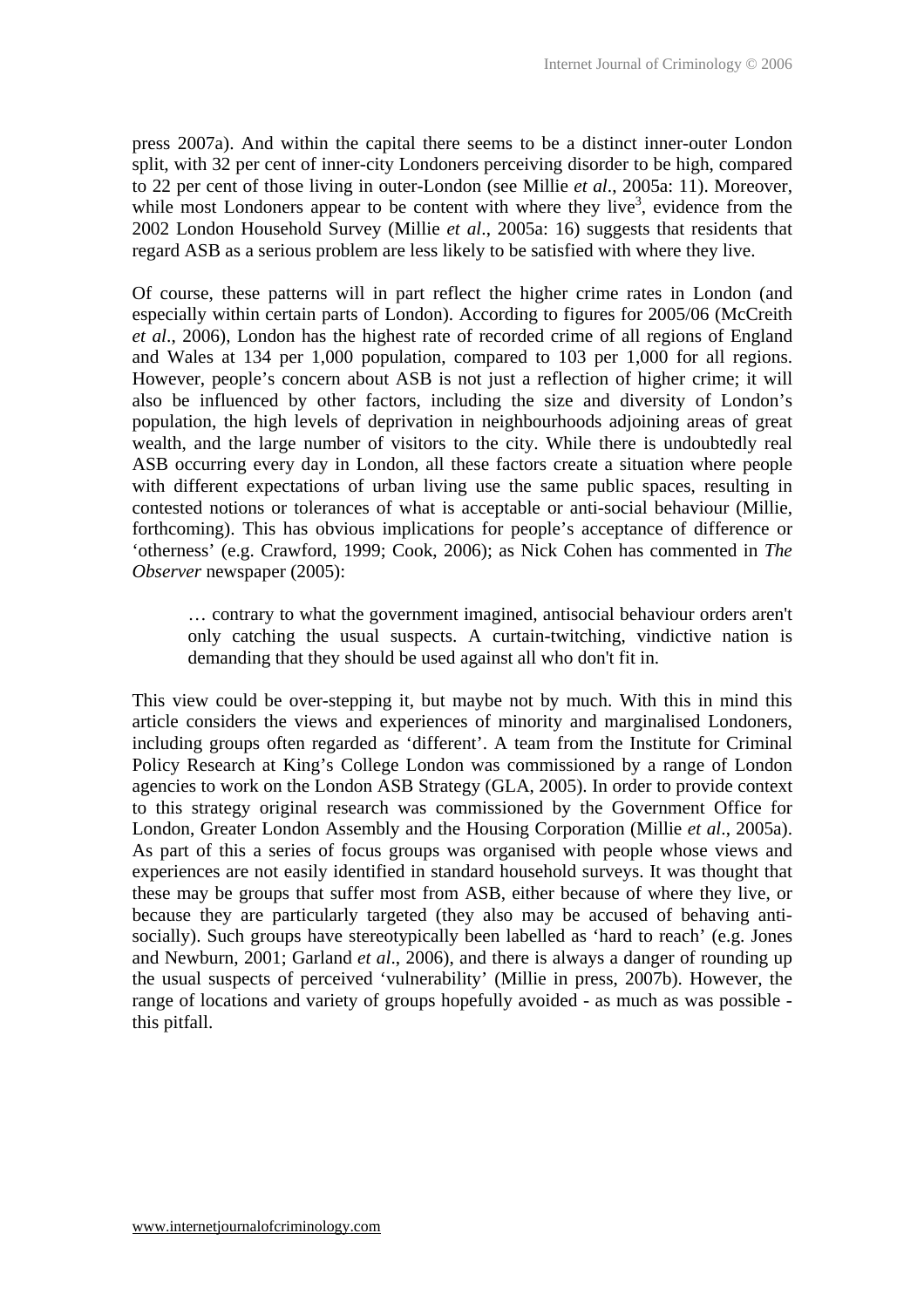press 2007a). And within the capital there seems to be a distinct inner-outer London split, with 32 per cent of inner-city Londoners perceiving disorder to be high, compared to 22 per cent of those living in outer-London (see Millie *et al*., 2005a: 11). Moreover, while most Londoners appear to be content with where they live[3], evidence from the 2002 London Household Survey (Millie *et al*., 2005a: 16) suggests that residents that regard ASB as a serious problem are less likely to be satisfied with where they live.

Of course, these patterns will in part reflect the higher crime rates in London (and especially within certain parts of London). According to figures for 2005/06 (McCreith *et al*., 2006), London has the highest rate of recorded crime of all regions of England and Wales at 134 per 1,000 population, compared to 103 per 1,000 for all regions. However, people's concern about ASB is not just a reflection of higher crime; it will also be influenced by other factors, including the size and diversity of London's population, the high levels of deprivation in neighbourhoods adjoining areas of great wealth, and the large number of visitors to the city. While there is undoubtedly real ASB occurring every day in London, all these factors create a situation where people with different expectations of urban living use the same public spaces, resulting in contested notions or tolerances of what is acceptable or anti-social behaviour (Millie, forthcoming). This has obvious implications for people's acceptance of difference or 'otherness' (e.g. Crawford, 1999; Cook, 2006); as Nick Cohen has commented in *The Observer* newspaper (2005):

> … contrary to what the government imagined, antisocial behaviour orders aren't only catching the usual suspects. A curtain-twitching, vindictive nation is demanding that they should be used against all who don't fit in.

This view could be over-stepping it, but maybe not by much. With this in mind this article considers the views and experiences of minority and marginalised Londoners, including groups often regarded as 'different'. A team from the Institute for Criminal Policy Research at King's College London was commissioned by a range of London agencies to work on the London ASB Strategy (GLA, 2005). In order to provide context to this strategy original research was commissioned by the Government Office for London, Greater London Assembly and the Housing Corporation (Millie *et al*., 2005a). As part of this a series of focus groups was organised with people whose views and experiences are not easily identified in standard household surveys. It was thought that these may be groups that suffer most from ASB, either because of where they live, or because they are particularly targeted (they also may be accused of behaving anti-socially). Such groups have stereotypically been labelled as 'hard to reach' (e.g. Jones and Newburn, 2001; Garland *et al*., 2006), and there is always a danger of rounding up the usual suspects of perceived 'vulnerability' (Millie in press, 2007b). However, the range of locations and variety of groups hopefully avoided - as much as was possible - this pitfall.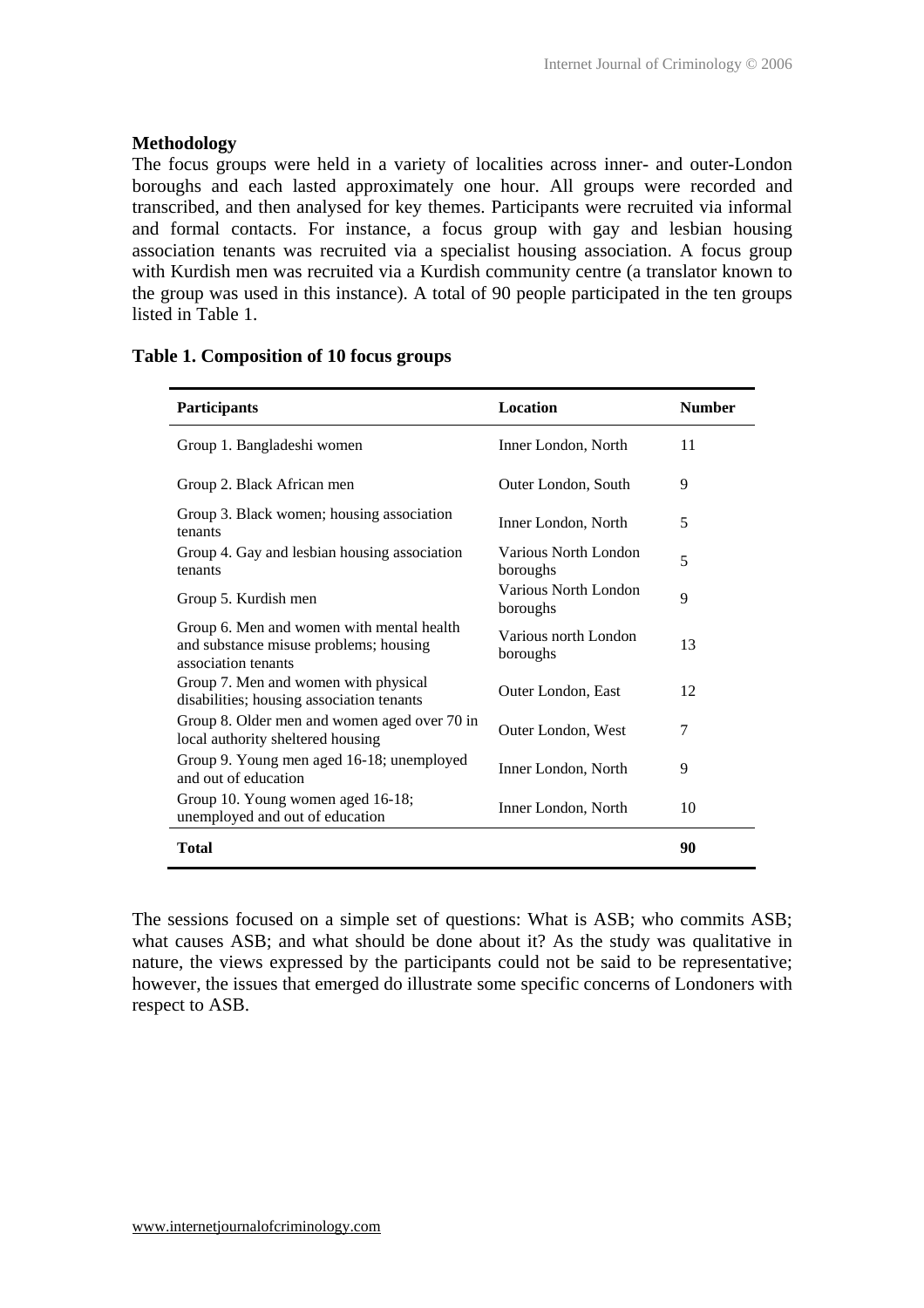## Methodology

The focus groups were held in a variety of localities across inner- and outer-London boroughs and each lasted approximately one hour. All groups were recorded and transcribed, and then analysed for key themes. Participants were recruited via informal and formal contacts. For instance, a focus group with gay and lesbian housing association tenants was recruited via a specialist housing association. A focus group with Kurdish men was recruited via a Kurdish community centre (a translator known to the group was used in this instance). A total of 90 people participated in the ten groups listed in Table 1.

**Table 1. Composition of 10 focus groups**

| Participants | Location | Number |
|---|---|---|
| Group 1. Bangladeshi women | Inner London, North | 11 |
| Group 2. Black African men | Outer London, South | 9 |
| Group 3. Black women; housing association tenants | Inner London, North | 5 |
| Group 4. Gay and lesbian housing association tenants | Various North London boroughs | 5 |
| Group 5. Kurdish men | Various North London boroughs | 9 |
| Group 6. Men and women with mental health and substance misuse problems; housing association tenants | Various north London boroughs | 13 |
| Group 7. Men and women with physical disabilities; housing association tenants | Outer London, East | 12 |
| Group 8. Older men and women aged over 70 in local authority sheltered housing | Outer London, West | 7 |
| Group 9. Young men aged 16-18; unemployed and out of education | Inner London, North | 9 |
| Group 10. Young women aged 16-18; unemployed and out of education | Inner London, North | 10 |
| **Total** | | **90** |

The sessions focused on a simple set of questions: What is ASB; who commits ASB; what causes ASB; and what should be done about it? As the study was qualitative in nature, the views expressed by the participants could not be said to be representative; however, the issues that emerged do illustrate some specific concerns of Londoners with respect to ASB.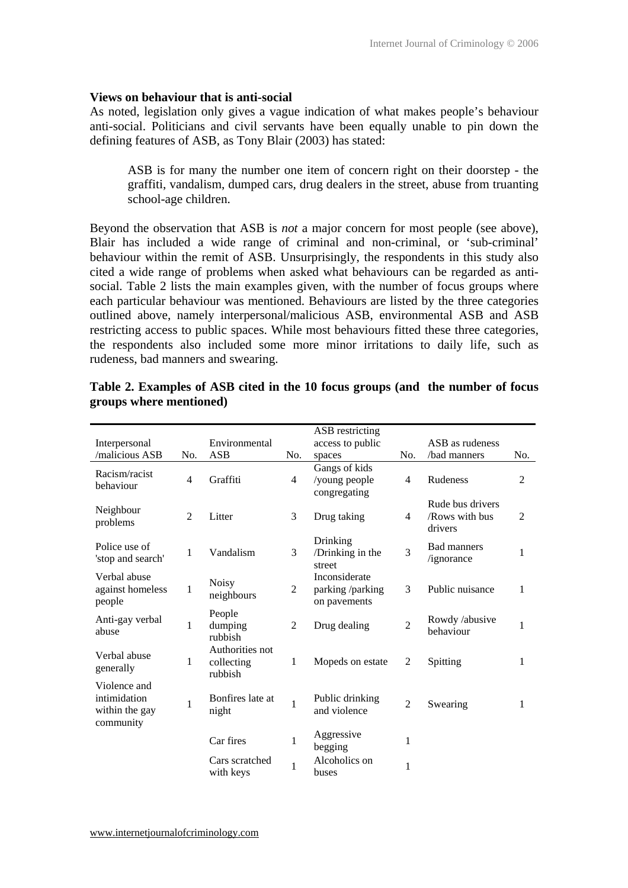**Views on behaviour that is anti-social**

As noted, legislation only gives a vague indication of what makes people's behaviour anti-social. Politicians and civil servants have been equally unable to pin down the defining features of ASB, as Tony Blair (2003) has stated:

> ASB is for many the number one item of concern right on their doorstep - the graffiti, vandalism, dumped cars, drug dealers in the street, abuse from truanting school-age children.

Beyond the observation that ASB is *not* a major concern for most people (see above), Blair has included a wide range of criminal and non-criminal, or 'sub-criminal' behaviour within the remit of ASB. Unsurprisingly, the respondents in this study also cited a wide range of problems when asked what behaviours can be regarded as anti-social. Table 2 lists the main examples given, with the number of focus groups where each particular behaviour was mentioned. Behaviours are listed by the three categories outlined above, namely interpersonal/malicious ASB, environmental ASB and ASB restricting access to public spaces. While most behaviours fitted these three categories, the respondents also included some more minor irritations to daily life, such as rudeness, bad manners and swearing.

**Table 2. Examples of ASB cited in the 10 focus groups (and the number of focus groups where mentioned)**

| Interpersonal /malicious ASB | No. | Environmental ASB | No. | ASB restricting access to public spaces | No. | ASB as rudeness /bad manners | No. |
|---|---|---|---|---|---|---|---|
| Racism/racist behaviour | 4 | Graffiti | 4 | Gangs of kids /young people congregating | 4 | Rudeness | 2 |
| Neighbour problems | 2 | Litter | 3 | Drug taking | 4 | Rude bus drivers /Rows with bus drivers | 2 |
| Police use of 'stop and search' | 1 | Vandalism | 3 | Drinking /Drinking in the street | 3 | Bad manners /ignorance | 1 |
| Verbal abuse against homeless people | 1 | Noisy neighbours | 2 | Inconsiderate parking /parking on pavements | 3 | Public nuisance | 1 |
| Anti-gay verbal abuse | 1 | People dumping rubbish | 2 | Drug dealing | 2 | Rowdy /abusive behaviour | 1 |
| Verbal abuse generally | 1 | Authorities not collecting rubbish | 1 | Mopeds on estate | 2 | Spitting | 1 |
| Violence and intimidation within the gay community | 1 | Bonfires late at night | 1 | Public drinking and violence | 2 | Swearing | 1 |
| | | Car fires | 1 | Aggressive begging | 1 | | |
| | | Cars scratched with keys | 1 | Alcoholics on buses | 1 | | |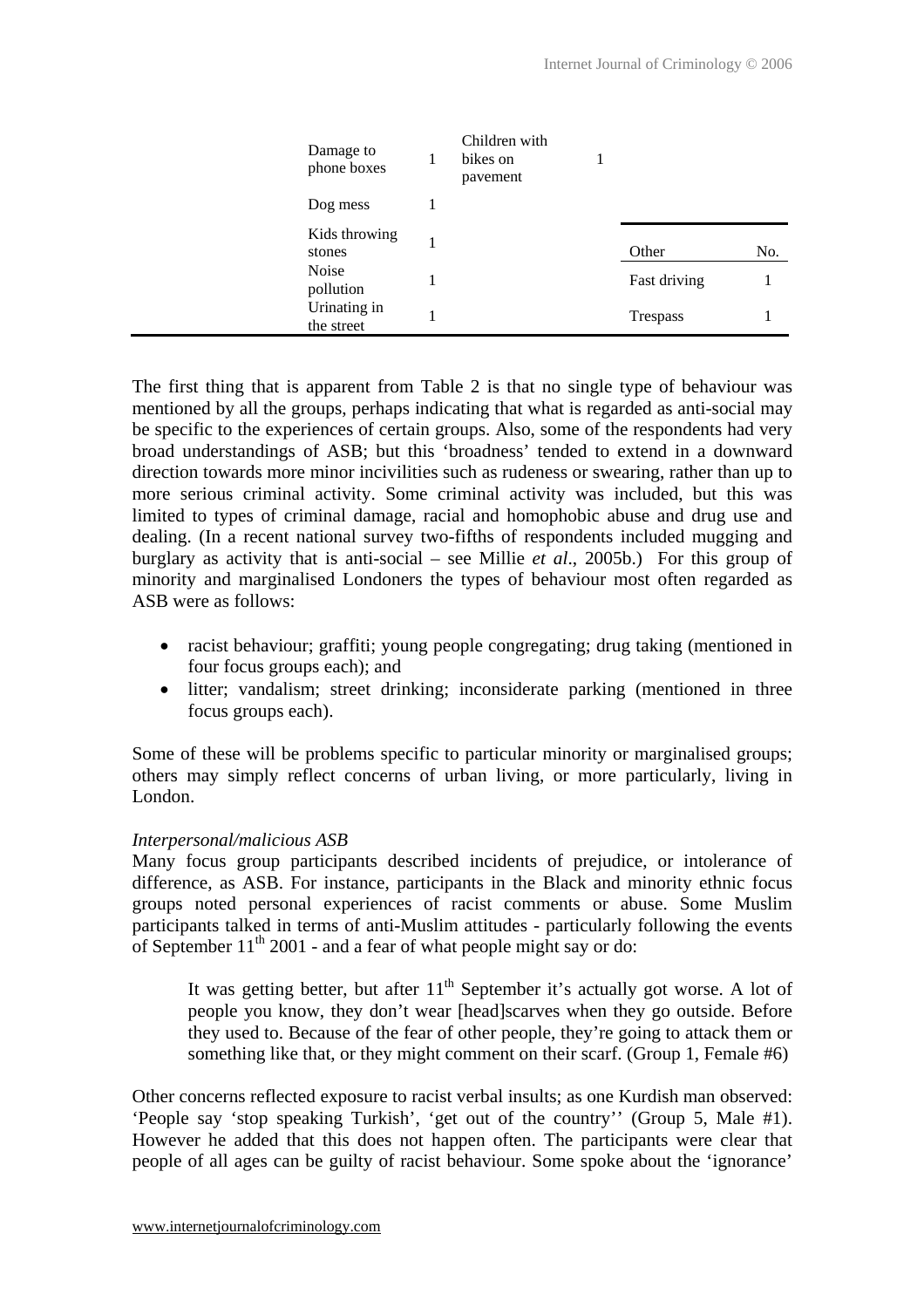| | | | | | |
|---|---|---|---|---|---|
| Damage to phone boxes | 1 | Children with bikes on pavement | 1 | | |
| Dog mess | 1 | | | | |
| Kids throwing stones | 1 | | | Other | No. |
| Noise pollution | 1 | | | Fast driving | 1 |
| Urinating in the street | 1 | | | Trespass | 1 |

The first thing that is apparent from Table 2 is that no single type of behaviour was mentioned by all the groups, perhaps indicating that what is regarded as anti-social may be specific to the experiences of certain groups. Also, some of the respondents had very broad understandings of ASB; but this 'broadness' tended to extend in a downward direction towards more minor incivilities such as rudeness or swearing, rather than up to more serious criminal activity. Some criminal activity was included, but this was limited to types of criminal damage, racial and homophobic abuse and drug use and dealing. (In a recent national survey two-fifths of respondents included mugging and burglary as activity that is anti-social – see Millie *et al*., 2005b.) For this group of minority and marginalised Londoners the types of behaviour most often regarded as ASB were as follows:

- racist behaviour; graffiti; young people congregating; drug taking (mentioned in four focus groups each); and
- litter; vandalism; street drinking; inconsiderate parking (mentioned in three focus groups each).

Some of these will be problems specific to particular minority or marginalised groups; others may simply reflect concerns of urban living, or more particularly, living in London.

*Interpersonal/malicious ASB*

Many focus group participants described incidents of prejudice, or intolerance of difference, as ASB. For instance, participants in the Black and minority ethnic focus groups noted personal experiences of racist comments or abuse. Some Muslim participants talked in terms of anti-Muslim attitudes - particularly following the events of September 11th 2001 - and a fear of what people might say or do:

> It was getting better, but after 11th September it's actually got worse. A lot of people you know, they don't wear [head]scarves when they go outside. Before they used to. Because of the fear of other people, they're going to attack them or something like that, or they might comment on their scarf. (Group 1, Female #6)

Other concerns reflected exposure to racist verbal insults; as one Kurdish man observed: 'People say 'stop speaking Turkish', 'get out of the country'' (Group 5, Male #1). However he added that this does not happen often. The participants were clear that people of all ages can be guilty of racist behaviour. Some spoke about the 'ignorance'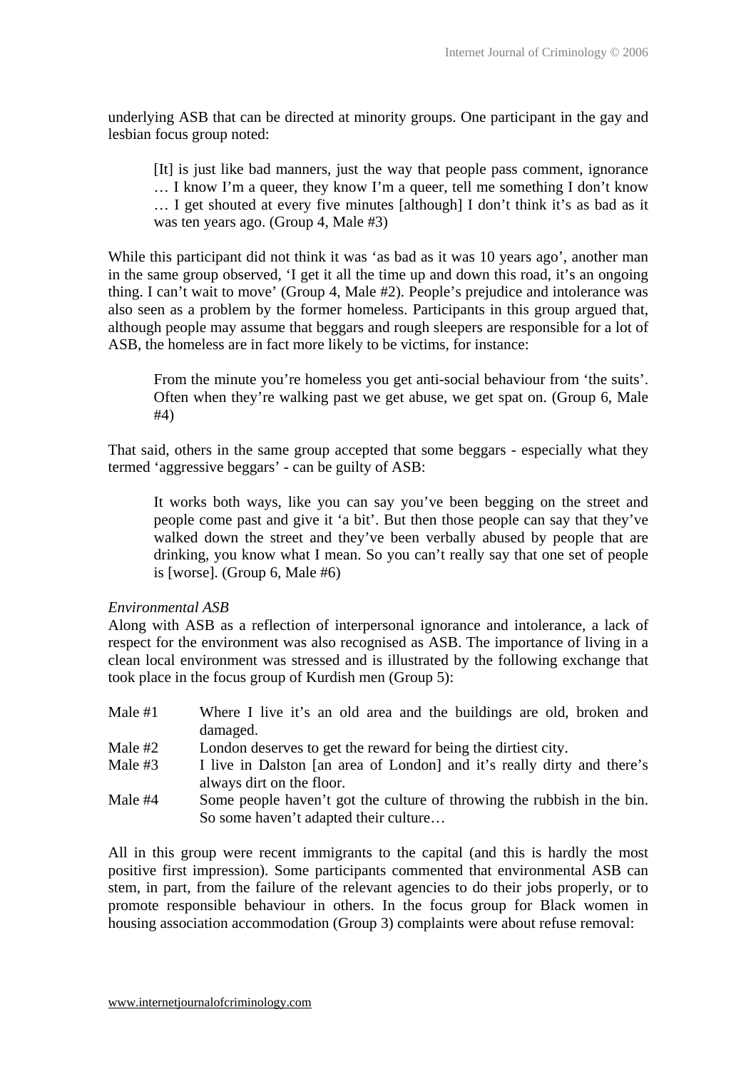underlying ASB that can be directed at minority groups. One participant in the gay and lesbian focus group noted:

> [It] is just like bad manners, just the way that people pass comment, ignorance … I know I'm a queer, they know I'm a queer, tell me something I don't know … I get shouted at every five minutes [although] I don't think it's as bad as it was ten years ago. (Group 4, Male #3)

While this participant did not think it was 'as bad as it was 10 years ago', another man in the same group observed, 'I get it all the time up and down this road, it's an ongoing thing. I can't wait to move' (Group 4, Male #2). People's prejudice and intolerance was also seen as a problem by the former homeless. Participants in this group argued that, although people may assume that beggars and rough sleepers are responsible for a lot of ASB, the homeless are in fact more likely to be victims, for instance:

> From the minute you're homeless you get anti-social behaviour from 'the suits'. Often when they're walking past we get abuse, we get spat on. (Group 6, Male #4)

That said, others in the same group accepted that some beggars - especially what they termed 'aggressive beggars' - can be guilty of ASB:

> It works both ways, like you can say you've been begging on the street and people come past and give it 'a bit'. But then those people can say that they've walked down the street and they've been verbally abused by people that are drinking, you know what I mean. So you can't really say that one set of people is [worse]. (Group 6, Male #6)

*Environmental ASB*

Along with ASB as a reflection of interpersonal ignorance and intolerance, a lack of respect for the environment was also recognised as ASB. The importance of living in a clean local environment was stressed and is illustrated by the following exchange that took place in the focus group of Kurdish men (Group 5):

Male #1 — Where I live it's an old area and the buildings are old, broken and damaged.

Male #2 — London deserves to get the reward for being the dirtiest city.

Male #3 — I live in Dalston [an area of London] and it's really dirty and there's always dirt on the floor.

Male #4 — Some people haven't got the culture of throwing the rubbish in the bin. So some haven't adapted their culture…

All in this group were recent immigrants to the capital (and this is hardly the most positive first impression). Some participants commented that environmental ASB can stem, in part, from the failure of the relevant agencies to do their jobs properly, or to promote responsible behaviour in others. In the focus group for Black women in housing association accommodation (Group 3) complaints were about refuse removal: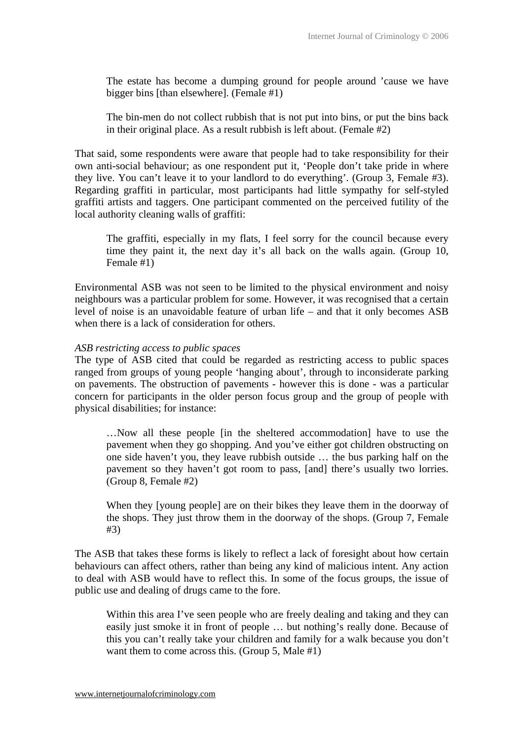> The estate has become a dumping ground for people around 'cause we have bigger bins [than elsewhere]. (Female #1)

> The bin-men do not collect rubbish that is not put into bins, or put the bins back in their original place. As a result rubbish is left about. (Female #2)

That said, some respondents were aware that people had to take responsibility for their own anti-social behaviour; as one respondent put it, 'People don't take pride in where they live. You can't leave it to your landlord to do everything'. (Group 3, Female #3). Regarding graffiti in particular, most participants had little sympathy for self-styled graffiti artists and taggers. One participant commented on the perceived futility of the local authority cleaning walls of graffiti:

> The graffiti, especially in my flats, I feel sorry for the council because every time they paint it, the next day it's all back on the walls again. (Group 10, Female #1)

Environmental ASB was not seen to be limited to the physical environment and noisy neighbours was a particular problem for some. However, it was recognised that a certain level of noise is an unavoidable feature of urban life – and that it only becomes ASB when there is a lack of consideration for others.

*ASB restricting access to public spaces*

The type of ASB cited that could be regarded as restricting access to public spaces ranged from groups of young people 'hanging about', through to inconsiderate parking on pavements. The obstruction of pavements - however this is done - was a particular concern for participants in the older person focus group and the group of people with physical disabilities; for instance:

> …Now all these people [in the sheltered accommodation] have to use the pavement when they go shopping. And you've either got children obstructing on one side haven't you, they leave rubbish outside … the bus parking half on the pavement so they haven't got room to pass, [and] there's usually two lorries. (Group 8, Female #2)

> When they [young people] are on their bikes they leave them in the doorway of the shops. They just throw them in the doorway of the shops. (Group 7, Female #3)

The ASB that takes these forms is likely to reflect a lack of foresight about how certain behaviours can affect others, rather than being any kind of malicious intent. Any action to deal with ASB would have to reflect this. In some of the focus groups, the issue of public use and dealing of drugs came to the fore.

> Within this area I've seen people who are freely dealing and taking and they can easily just smoke it in front of people … but nothing's really done. Because of this you can't really take your children and family for a walk because you don't want them to come across this. (Group 5, Male #1)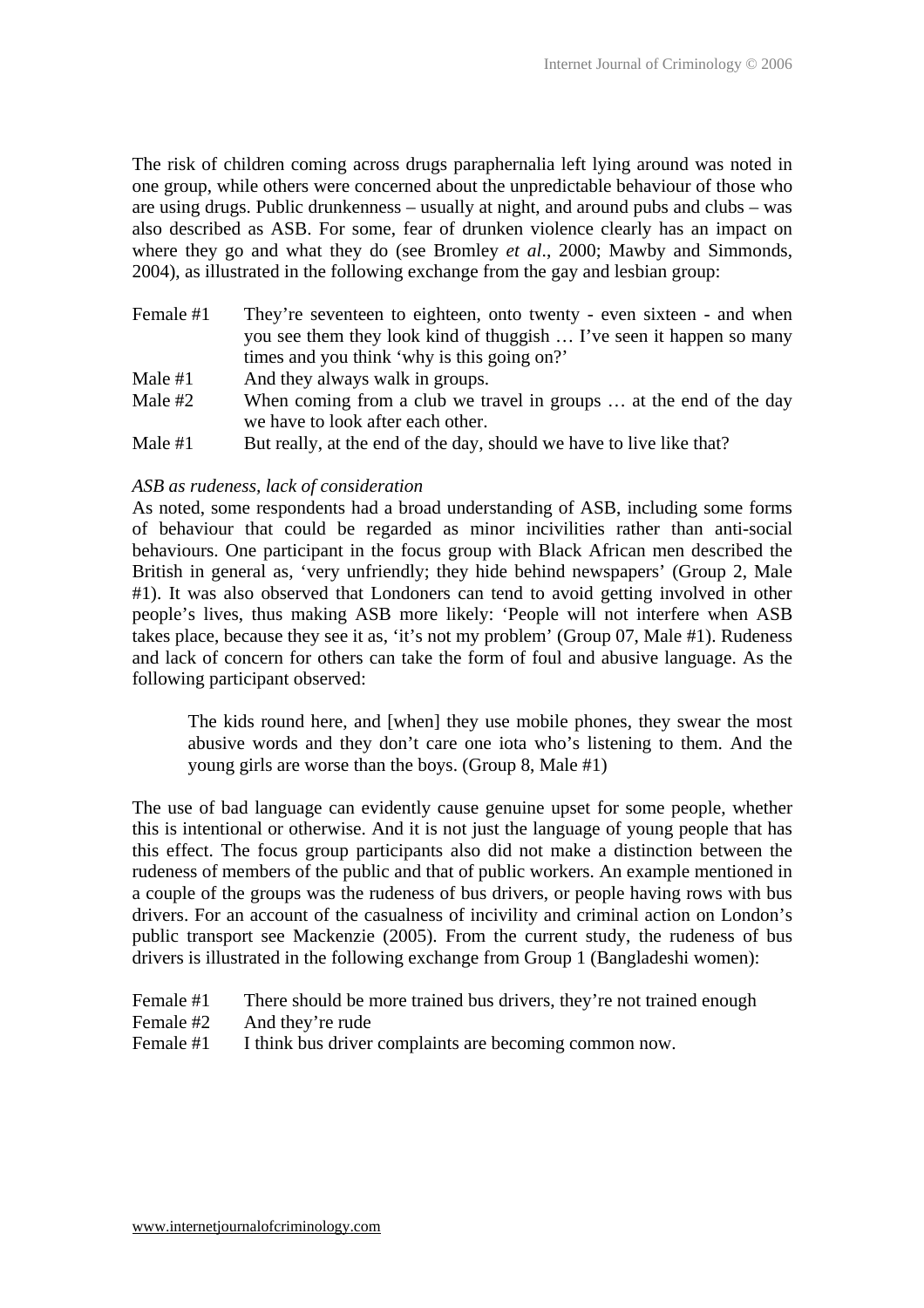The risk of children coming across drugs paraphernalia left lying around was noted in one group, while others were concerned about the unpredictable behaviour of those who are using drugs. Public drunkenness – usually at night, and around pubs and clubs – was also described as ASB. For some, fear of drunken violence clearly has an impact on where they go and what they do (see Bromley *et al*., 2000; Mawby and Simmonds, 2004), as illustrated in the following exchange from the gay and lesbian group:

Female #1 They're seventeen to eighteen, onto twenty - even sixteen - and when you see them they look kind of thuggish … I've seen it happen so many times and you think 'why is this going on?'

Male #1 And they always walk in groups.

Male #2 When coming from a club we travel in groups … at the end of the day we have to look after each other.

Male #1 But really, at the end of the day, should we have to live like that?

*ASB as rudeness, lack of consideration*

As noted, some respondents had a broad understanding of ASB, including some forms of behaviour that could be regarded as minor incivilities rather than anti-social behaviours. One participant in the focus group with Black African men described the British in general as, 'very unfriendly; they hide behind newspapers' (Group 2, Male #1). It was also observed that Londoners can tend to avoid getting involved in other people's lives, thus making ASB more likely: 'People will not interfere when ASB takes place, because they see it as, 'it's not my problem' (Group 07, Male #1). Rudeness and lack of concern for others can take the form of foul and abusive language. As the following participant observed:

> The kids round here, and [when] they use mobile phones, they swear the most abusive words and they don't care one iota who's listening to them. And the young girls are worse than the boys. (Group 8, Male #1)

The use of bad language can evidently cause genuine upset for some people, whether this is intentional or otherwise. And it is not just the language of young people that has this effect. The focus group participants also did not make a distinction between the rudeness of members of the public and that of public workers. An example mentioned in a couple of the groups was the rudeness of bus drivers, or people having rows with bus drivers. For an account of the casualness of incivility and criminal action on London's public transport see Mackenzie (2005). From the current study, the rudeness of bus drivers is illustrated in the following exchange from Group 1 (Bangladeshi women):

Female #1 There should be more trained bus drivers, they're not trained enough

Female #2 And they're rude

Female #1 I think bus driver complaints are becoming common now.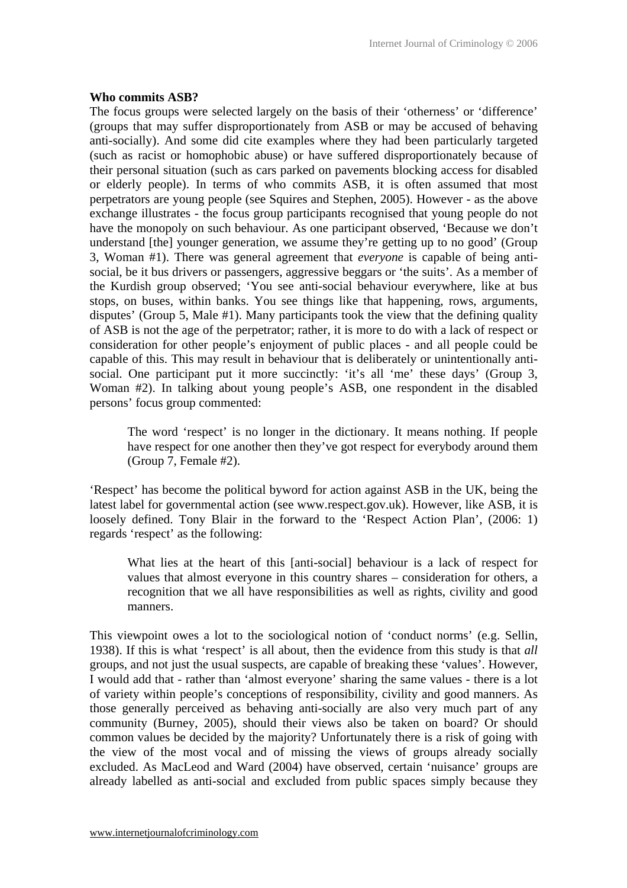**Who commits ASB?**

The focus groups were selected largely on the basis of their 'otherness' or 'difference' (groups that may suffer disproportionately from ASB or may be accused of behaving anti-socially). And some did cite examples where they had been particularly targeted (such as racist or homophobic abuse) or have suffered disproportionately because of their personal situation (such as cars parked on pavements blocking access for disabled or elderly people). In terms of who commits ASB, it is often assumed that most perpetrators are young people (see Squires and Stephen, 2005). However - as the above exchange illustrates - the focus group participants recognised that young people do not have the monopoly on such behaviour. As one participant observed, 'Because we don't understand [the] younger generation, we assume they're getting up to no good' (Group 3, Woman #1). There was general agreement that *everyone* is capable of being anti-social, be it bus drivers or passengers, aggressive beggars or 'the suits'. As a member of the Kurdish group observed; 'You see anti-social behaviour everywhere, like at bus stops, on buses, within banks. You see things like that happening, rows, arguments, disputes' (Group 5, Male #1). Many participants took the view that the defining quality of ASB is not the age of the perpetrator; rather, it is more to do with a lack of respect or consideration for other people's enjoyment of public places - and all people could be capable of this. This may result in behaviour that is deliberately or unintentionally anti-social. One participant put it more succinctly: 'it's all 'me' these days' (Group 3, Woman #2). In talking about young people's ASB, one respondent in the disabled persons' focus group commented:

> The word 'respect' is no longer in the dictionary. It means nothing. If people have respect for one another then they've got respect for everybody around them (Group 7, Female #2).

'Respect' has become the political byword for action against ASB in the UK, being the latest label for governmental action (see www.respect.gov.uk). However, like ASB, it is loosely defined. Tony Blair in the forward to the 'Respect Action Plan', (2006: 1) regards 'respect' as the following:

> What lies at the heart of this [anti-social] behaviour is a lack of respect for values that almost everyone in this country shares – consideration for others, a recognition that we all have responsibilities as well as rights, civility and good manners.

This viewpoint owes a lot to the sociological notion of 'conduct norms' (e.g. Sellin, 1938). If this is what 'respect' is all about, then the evidence from this study is that *all* groups, and not just the usual suspects, are capable of breaking these 'values'. However, I would add that - rather than 'almost everyone' sharing the same values - there is a lot of variety within people's conceptions of responsibility, civility and good manners. As those generally perceived as behaving anti-socially are also very much part of any community (Burney, 2005), should their views also be taken on board? Or should common values be decided by the majority? Unfortunately there is a risk of going with the view of the most vocal and of missing the views of groups already socially excluded. As MacLeod and Ward (2004) have observed, certain 'nuisance' groups are already labelled as anti-social and excluded from public spaces simply because they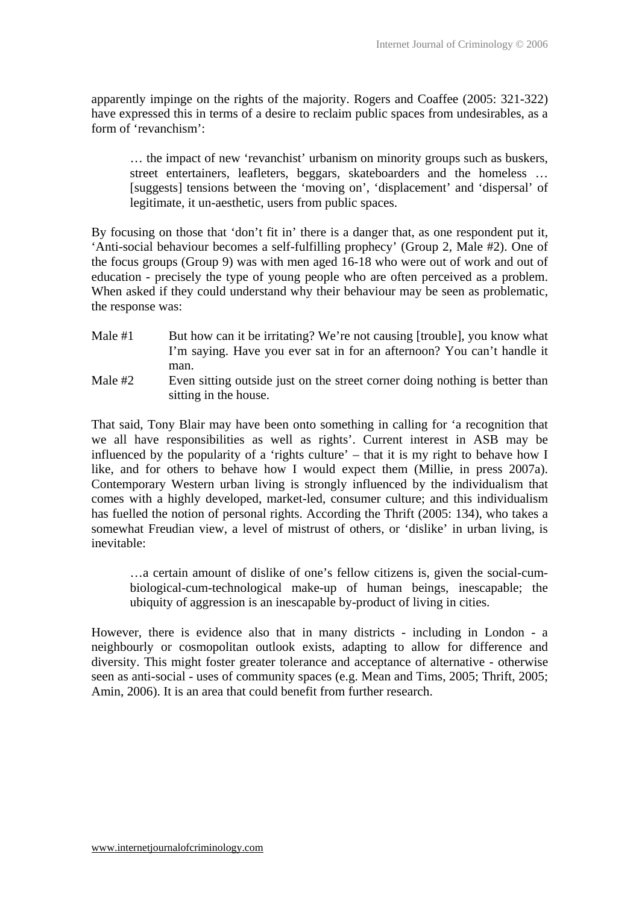apparently impinge on the rights of the majority. Rogers and Coaffee (2005: 321-322) have expressed this in terms of a desire to reclaim public spaces from undesirables, as a form of 'revanchism':

> … the impact of new 'revanchist' urbanism on minority groups such as buskers, street entertainers, leafleters, beggars, skateboarders and the homeless … [suggests] tensions between the 'moving on', 'displacement' and 'dispersal' of legitimate, it un-aesthetic, users from public spaces.

By focusing on those that 'don't fit in' there is a danger that, as one respondent put it, 'Anti-social behaviour becomes a self-fulfilling prophecy' (Group 2, Male #2). One of the focus groups (Group 9) was with men aged 16-18 who were out of work and out of education - precisely the type of young people who are often perceived as a problem. When asked if they could understand why their behaviour may be seen as problematic, the response was:

Male #1 But how can it be irritating? We're not causing [trouble], you know what I'm saying. Have you ever sat in for an afternoon? You can't handle it man.

Male #2 Even sitting outside just on the street corner doing nothing is better than sitting in the house.

That said, Tony Blair may have been onto something in calling for 'a recognition that we all have responsibilities as well as rights'. Current interest in ASB may be influenced by the popularity of a 'rights culture' – that it is my right to behave how I like, and for others to behave how I would expect them (Millie, in press 2007a). Contemporary Western urban living is strongly influenced by the individualism that comes with a highly developed, market-led, consumer culture; and this individualism has fuelled the notion of personal rights. According the Thrift (2005: 134), who takes a somewhat Freudian view, a level of mistrust of others, or 'dislike' in urban living, is inevitable:

> …a certain amount of dislike of one's fellow citizens is, given the social-cum-biological-cum-technological make-up of human beings, inescapable; the ubiquity of aggression is an inescapable by-product of living in cities.

However, there is evidence also that in many districts - including in London - a neighbourly or cosmopolitan outlook exists, adapting to allow for difference and diversity. This might foster greater tolerance and acceptance of alternative - otherwise seen as anti-social - uses of community spaces (e.g. Mean and Tims, 2005; Thrift, 2005; Amin, 2006). It is an area that could benefit from further research.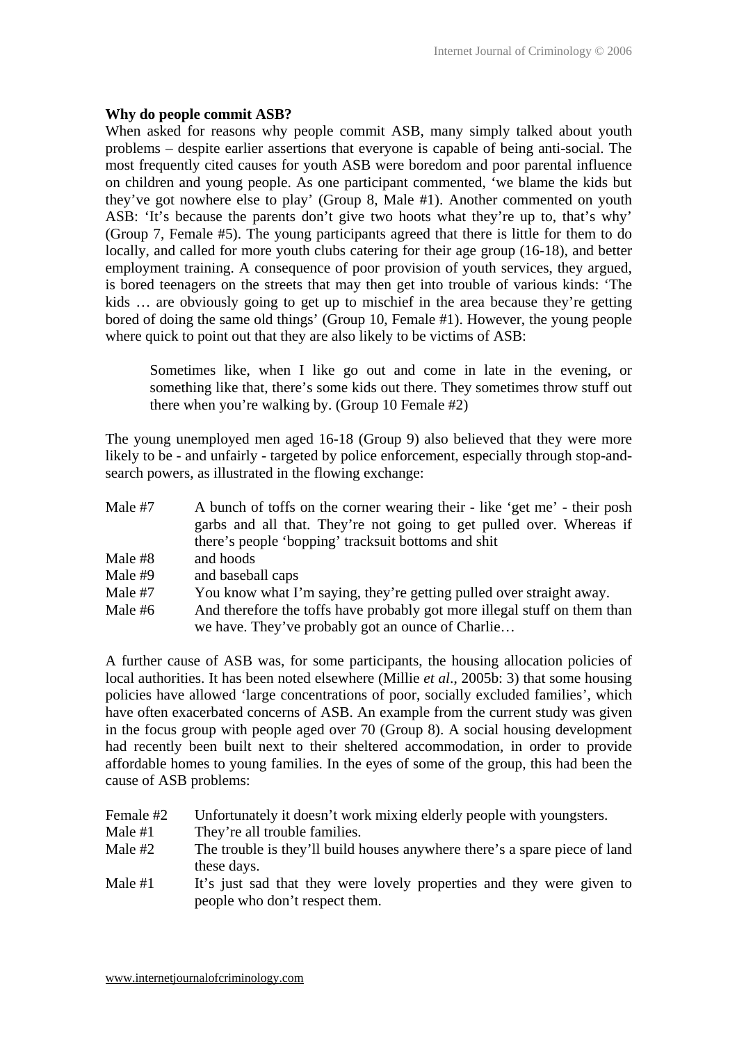**Why do people commit ASB?**

When asked for reasons why people commit ASB, many simply talked about youth problems – despite earlier assertions that everyone is capable of being anti-social. The most frequently cited causes for youth ASB were boredom and poor parental influence on children and young people. As one participant commented, 'we blame the kids but they've got nowhere else to play' (Group 8, Male #1). Another commented on youth ASB: 'It's because the parents don't give two hoots what they're up to, that's why' (Group 7, Female #5). The young participants agreed that there is little for them to do locally, and called for more youth clubs catering for their age group (16-18), and better employment training. A consequence of poor provision of youth services, they argued, is bored teenagers on the streets that may then get into trouble of various kinds: 'The kids … are obviously going to get up to mischief in the area because they're getting bored of doing the same old things' (Group 10, Female #1). However, the young people where quick to point out that they are also likely to be victims of ASB:

> Sometimes like, when I like go out and come in late in the evening, or something like that, there's some kids out there. They sometimes throw stuff out there when you're walking by. (Group 10 Female #2)

The young unemployed men aged 16-18 (Group 9) also believed that they were more likely to be - and unfairly - targeted by police enforcement, especially through stop-and-search powers, as illustrated in the flowing exchange:

Male #7 — A bunch of toffs on the corner wearing their - like 'get me' - their posh garbs and all that. They're not going to get pulled over. Whereas if there's people 'bopping' tracksuit bottoms and shit

Male #8 — and hoods

Male #9 — and baseball caps

Male #7 — You know what I'm saying, they're getting pulled over straight away.

Male #6 — And therefore the toffs have probably got more illegal stuff on them than we have. They've probably got an ounce of Charlie…

A further cause of ASB was, for some participants, the housing allocation policies of local authorities. It has been noted elsewhere (Millie *et al*., 2005b: 3) that some housing policies have allowed 'large concentrations of poor, socially excluded families', which have often exacerbated concerns of ASB. An example from the current study was given in the focus group with people aged over 70 (Group 8). A social housing development had recently been built next to their sheltered accommodation, in order to provide affordable homes to young families. In the eyes of some of the group, this had been the cause of ASB problems:

Female #2 — Unfortunately it doesn't work mixing elderly people with youngsters.

Male #1 — They're all trouble families.

Male #2 — The trouble is they'll build houses anywhere there's a spare piece of land these days.

Male #1 — It's just sad that they were lovely properties and they were given to people who don't respect them.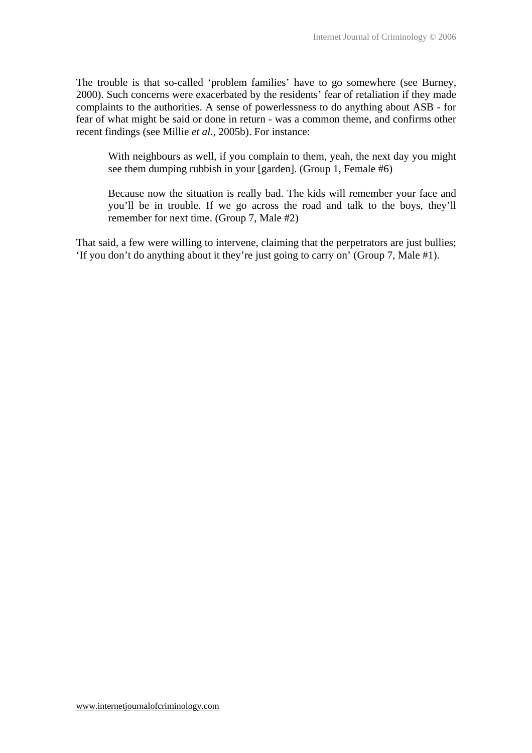The trouble is that so-called 'problem families' have to go somewhere (see Burney, 2000). Such concerns were exacerbated by the residents' fear of retaliation if they made complaints to the authorities. A sense of powerlessness to do anything about ASB - for fear of what might be said or done in return - was a common theme, and confirms other recent findings (see Millie *et al*., 2005b). For instance:

> With neighbours as well, if you complain to them, yeah, the next day you might see them dumping rubbish in your [garden]. (Group 1, Female #6)

> Because now the situation is really bad. The kids will remember your face and you'll be in trouble. If we go across the road and talk to the boys, they'll remember for next time. (Group 7, Male #2)

That said, a few were willing to intervene, claiming that the perpetrators are just bullies; 'If you don't do anything about it they're just going to carry on' (Group 7, Male #1).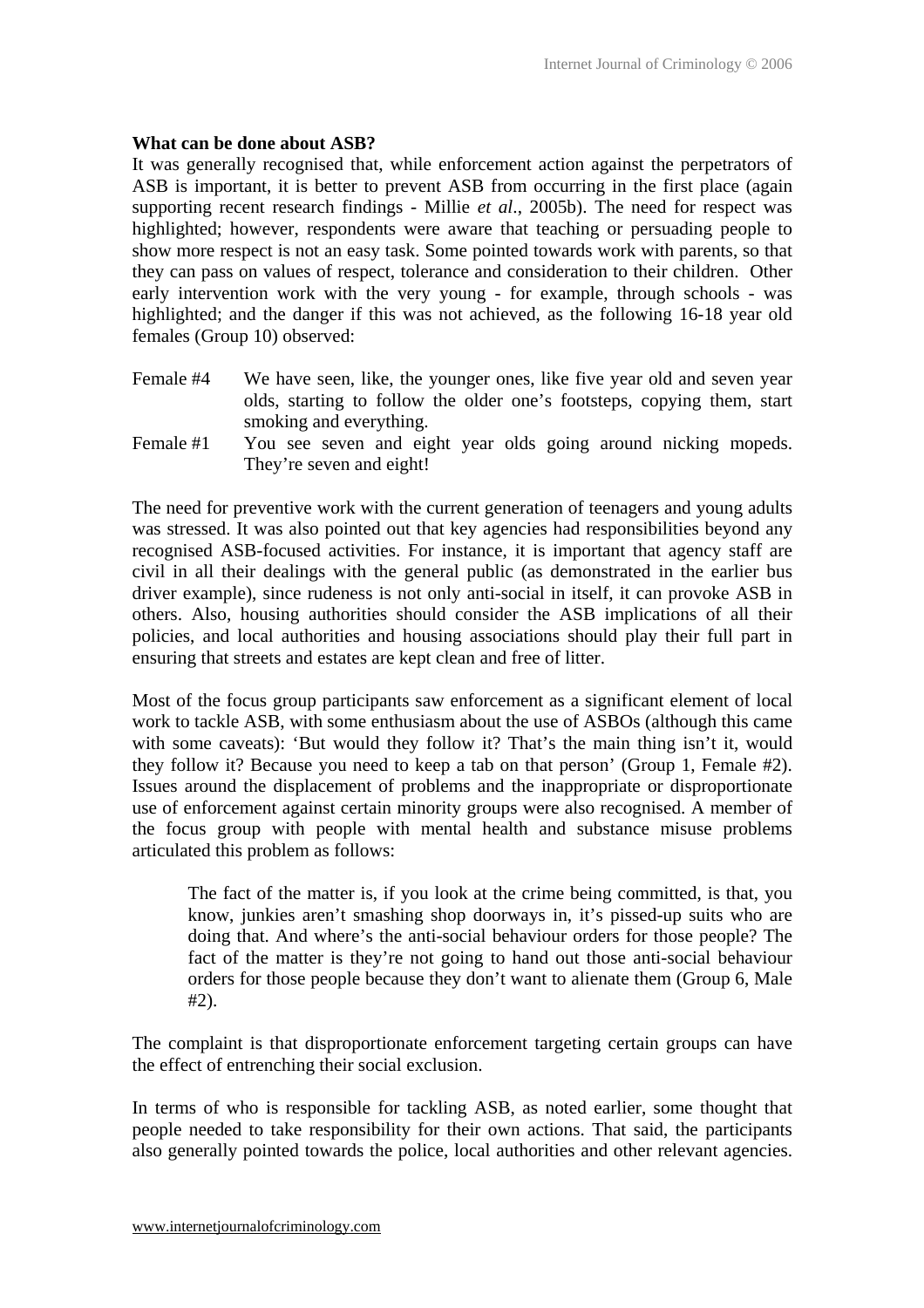**What can be done about ASB?**

It was generally recognised that, while enforcement action against the perpetrators of ASB is important, it is better to prevent ASB from occurring in the first place (again supporting recent research findings - Millie *et al*., 2005b). The need for respect was highlighted; however, respondents were aware that teaching or persuading people to show more respect is not an easy task. Some pointed towards work with parents, so that they can pass on values of respect, tolerance and consideration to their children. Other early intervention work with the very young - for example, through schools - was highlighted; and the danger if this was not achieved, as the following 16-18 year old females (Group 10) observed:

Female #4 We have seen, like, the younger ones, like five year old and seven year olds, starting to follow the older one's footsteps, copying them, start smoking and everything.

Female #1 You see seven and eight year olds going around nicking mopeds. They're seven and eight!

The need for preventive work with the current generation of teenagers and young adults was stressed. It was also pointed out that key agencies had responsibilities beyond any recognised ASB-focused activities. For instance, it is important that agency staff are civil in all their dealings with the general public (as demonstrated in the earlier bus driver example), since rudeness is not only anti-social in itself, it can provoke ASB in others. Also, housing authorities should consider the ASB implications of all their policies, and local authorities and housing associations should play their full part in ensuring that streets and estates are kept clean and free of litter.

Most of the focus group participants saw enforcement as a significant element of local work to tackle ASB, with some enthusiasm about the use of ASBOs (although this came with some caveats): 'But would they follow it? That's the main thing isn't it, would they follow it? Because you need to keep a tab on that person' (Group 1, Female #2). Issues around the displacement of problems and the inappropriate or disproportionate use of enforcement against certain minority groups were also recognised. A member of the focus group with people with mental health and substance misuse problems articulated this problem as follows:

> The fact of the matter is, if you look at the crime being committed, is that, you know, junkies aren't smashing shop doorways in, it's pissed-up suits who are doing that. And where's the anti-social behaviour orders for those people? The fact of the matter is they're not going to hand out those anti-social behaviour orders for those people because they don't want to alienate them (Group 6, Male #2).

The complaint is that disproportionate enforcement targeting certain groups can have the effect of entrenching their social exclusion.

In terms of who is responsible for tackling ASB, as noted earlier, some thought that people needed to take responsibility for their own actions. That said, the participants also generally pointed towards the police, local authorities and other relevant agencies.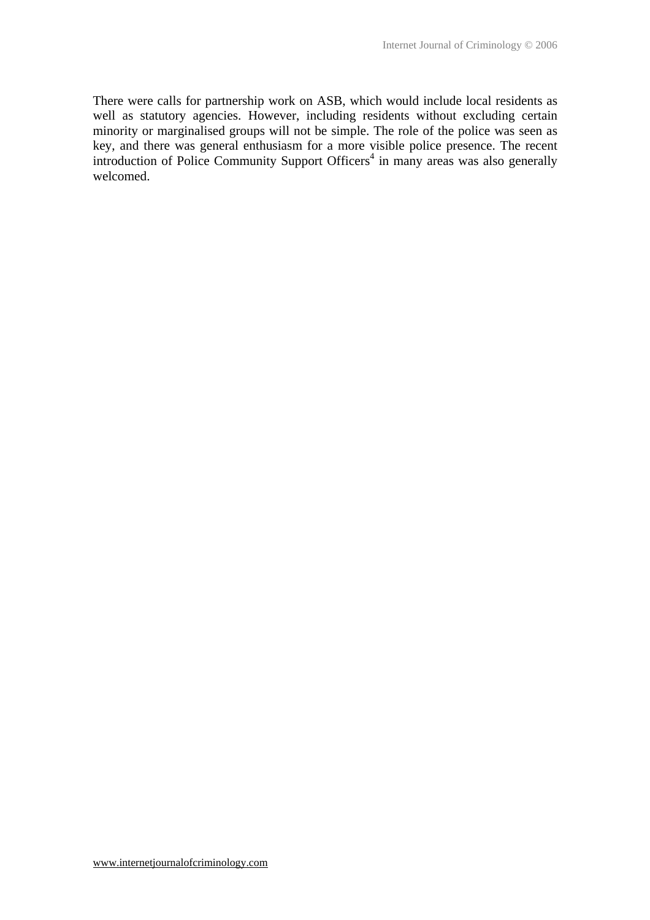There were calls for partnership work on ASB, which would include local residents as well as statutory agencies. However, including residents without excluding certain minority or marginalised groups will not be simple. The role of the police was seen as key, and there was general enthusiasm for a more visible police presence. The recent introduction of Police Community Support Officers[4] in many areas was also generally welcomed.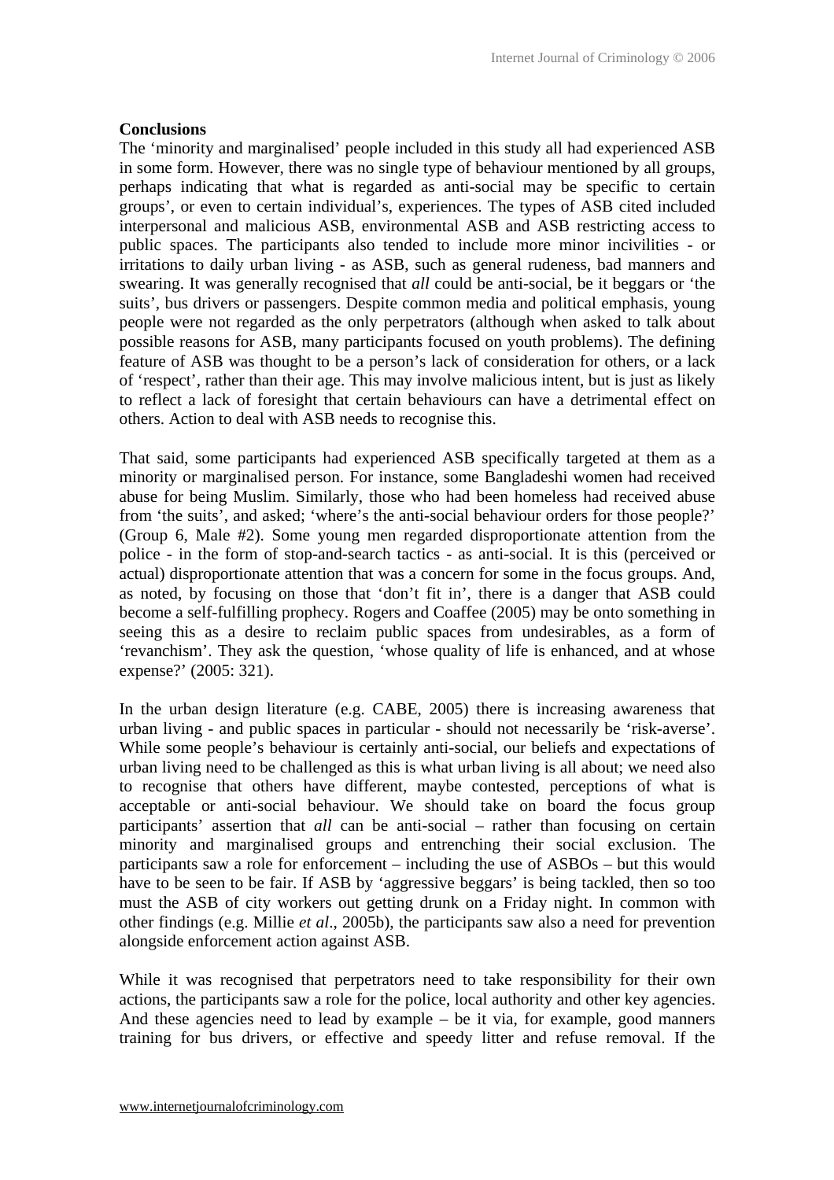**Conclusions**

The 'minority and marginalised' people included in this study all had experienced ASB in some form. However, there was no single type of behaviour mentioned by all groups, perhaps indicating that what is regarded as anti-social may be specific to certain groups', or even to certain individual's, experiences. The types of ASB cited included interpersonal and malicious ASB, environmental ASB and ASB restricting access to public spaces. The participants also tended to include more minor incivilities - or irritations to daily urban living - as ASB, such as general rudeness, bad manners and swearing. It was generally recognised that *all* could be anti-social, be it beggars or 'the suits', bus drivers or passengers. Despite common media and political emphasis, young people were not regarded as the only perpetrators (although when asked to talk about possible reasons for ASB, many participants focused on youth problems). The defining feature of ASB was thought to be a person's lack of consideration for others, or a lack of 'respect', rather than their age. This may involve malicious intent, but is just as likely to reflect a lack of foresight that certain behaviours can have a detrimental effect on others. Action to deal with ASB needs to recognise this.

That said, some participants had experienced ASB specifically targeted at them as a minority or marginalised person. For instance, some Bangladeshi women had received abuse for being Muslim. Similarly, those who had been homeless had received abuse from 'the suits', and asked; 'where's the anti-social behaviour orders for those people?' (Group 6, Male #2). Some young men regarded disproportionate attention from the police - in the form of stop-and-search tactics - as anti-social. It is this (perceived or actual) disproportionate attention that was a concern for some in the focus groups. And, as noted, by focusing on those that 'don't fit in', there is a danger that ASB could become a self-fulfilling prophecy. Rogers and Coaffee (2005) may be onto something in seeing this as a desire to reclaim public spaces from undesirables, as a form of 'revanchism'. They ask the question, 'whose quality of life is enhanced, and at whose expense?' (2005: 321).

In the urban design literature (e.g. CABE, 2005) there is increasing awareness that urban living - and public spaces in particular - should not necessarily be 'risk-averse'. While some people's behaviour is certainly anti-social, our beliefs and expectations of urban living need to be challenged as this is what urban living is all about; we need also to recognise that others have different, maybe contested, perceptions of what is acceptable or anti-social behaviour. We should take on board the focus group participants' assertion that *all* can be anti-social – rather than focusing on certain minority and marginalised groups and entrenching their social exclusion. The participants saw a role for enforcement – including the use of ASBOs – but this would have to be seen to be fair. If ASB by 'aggressive beggars' is being tackled, then so too must the ASB of city workers out getting drunk on a Friday night. In common with other findings (e.g. Millie *et al*., 2005b), the participants saw also a need for prevention alongside enforcement action against ASB.

While it was recognised that perpetrators need to take responsibility for their own actions, the participants saw a role for the police, local authority and other key agencies. And these agencies need to lead by example – be it via, for example, good manners training for bus drivers, or effective and speedy litter and refuse removal. If the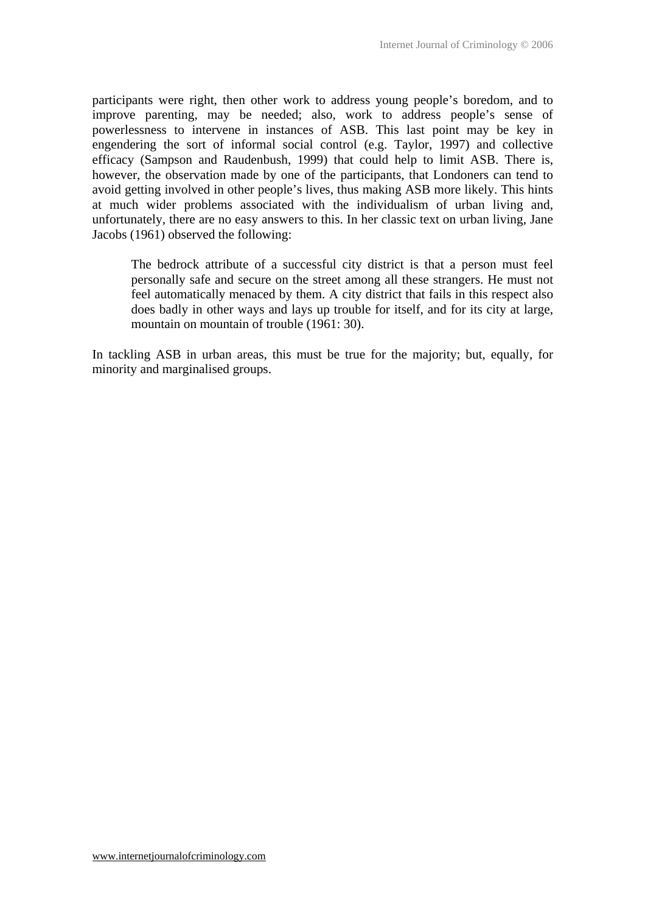participants were right, then other work to address young people's boredom, and to improve parenting, may be needed; also, work to address people's sense of powerlessness to intervene in instances of ASB. This last point may be key in engendering the sort of informal social control (e.g. Taylor, 1997) and collective efficacy (Sampson and Raudenbush, 1999) that could help to limit ASB. There is, however, the observation made by one of the participants, that Londoners can tend to avoid getting involved in other people's lives, thus making ASB more likely. This hints at much wider problems associated with the individualism of urban living and, unfortunately, there are no easy answers to this. In her classic text on urban living, Jane Jacobs (1961) observed the following:

> The bedrock attribute of a successful city district is that a person must feel personally safe and secure on the street among all these strangers. He must not feel automatically menaced by them. A city district that fails in this respect also does badly in other ways and lays up trouble for itself, and for its city at large, mountain on mountain of trouble (1961: 30).

In tackling ASB in urban areas, this must be true for the majority; but, equally, for minority and marginalised groups.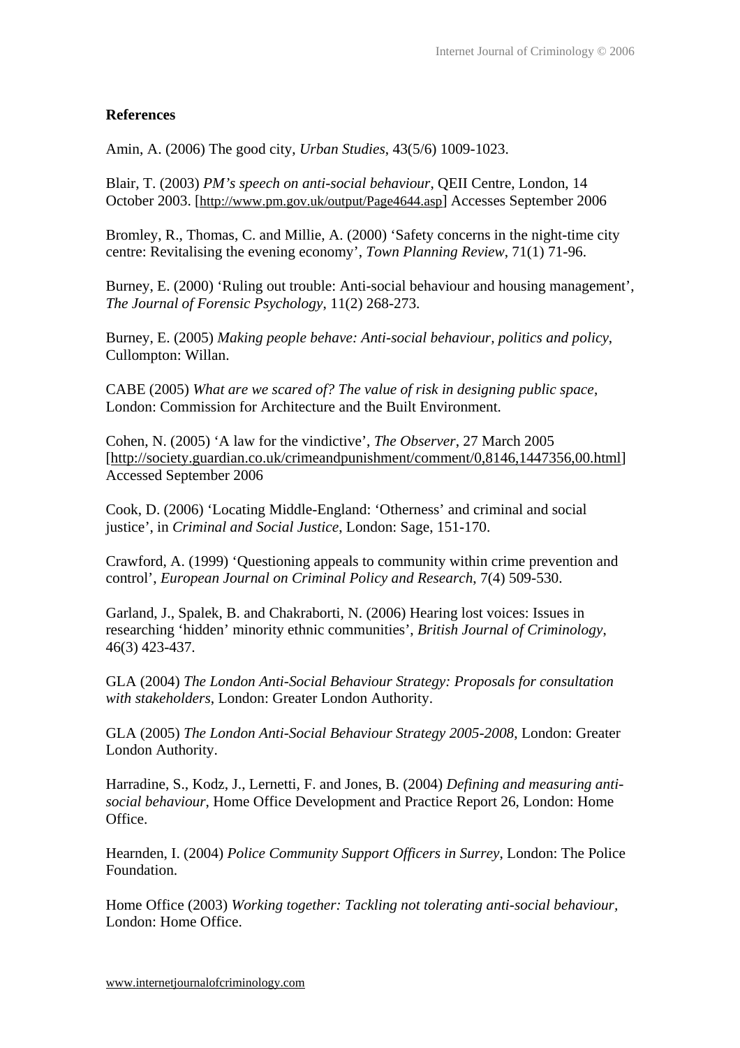**References**

Amin, A. (2006) The good city, *Urban Studies*, 43(5/6) 1009-1023.

Blair, T. (2003) *PM's speech on anti-social behaviour*, QEII Centre, London, 14 October 2003. [http://www.pm.gov.uk/output/Page4644.asp] Accesses September 2006

Bromley, R., Thomas, C. and Millie, A. (2000) 'Safety concerns in the night-time city centre: Revitalising the evening economy', *Town Planning Review*, 71(1) 71-96.

Burney, E. (2000) 'Ruling out trouble: Anti-social behaviour and housing management', *The Journal of Forensic Psychology*, 11(2) 268-273.

Burney, E. (2005) *Making people behave: Anti-social behaviour, politics and policy*, Cullompton: Willan.

CABE (2005) *What are we scared of? The value of risk in designing public space*, London: Commission for Architecture and the Built Environment.

Cohen, N. (2005) 'A law for the vindictive', *The Observer*, 27 March 2005 [http://society.guardian.co.uk/crimeandpunishment/comment/0,8146,1447356,00.html] Accessed September 2006

Cook, D. (2006) 'Locating Middle-England: 'Otherness' and criminal and social justice', in *Criminal and Social Justice*, London: Sage, 151-170.

Crawford, A. (1999) 'Questioning appeals to community within crime prevention and control', *European Journal on Criminal Policy and Research*, 7(4) 509-530.

Garland, J., Spalek, B. and Chakraborti, N. (2006) Hearing lost voices: Issues in researching 'hidden' minority ethnic communities', *British Journal of Criminology*, 46(3) 423-437.

GLA (2004) *The London Anti-Social Behaviour Strategy: Proposals for consultation with stakeholders*, London: Greater London Authority.

GLA (2005) *The London Anti-Social Behaviour Strategy 2005-2008*, London: Greater London Authority.

Harradine, S., Kodz, J., Lernetti, F. and Jones, B. (2004) *Defining and measuring anti-social behaviour*, Home Office Development and Practice Report 26, London: Home Office.

Hearnden, I. (2004) *Police Community Support Officers in Surrey*, London: The Police Foundation.

Home Office (2003) *Working together: Tackling not tolerating anti-social behaviour*, London: Home Office.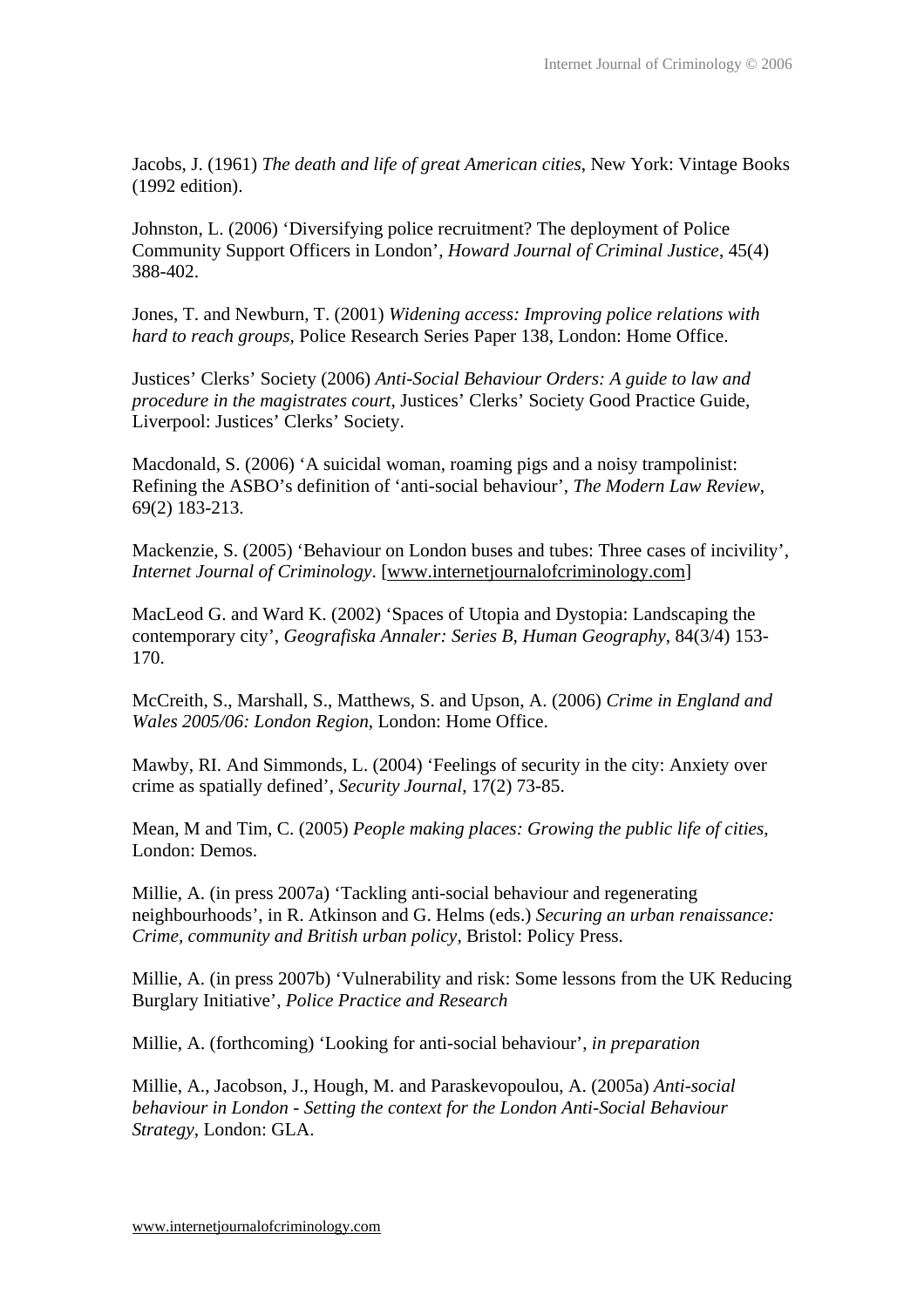Jacobs, J. (1961) *The death and life of great American cities*, New York: Vintage Books (1992 edition).

Johnston, L. (2006) 'Diversifying police recruitment? The deployment of Police Community Support Officers in London', *Howard Journal of Criminal Justice*, 45(4) 388-402.

Jones, T. and Newburn, T. (2001) *Widening access: Improving police relations with hard to reach groups*, Police Research Series Paper 138, London: Home Office.

Justices' Clerks' Society (2006) *Anti-Social Behaviour Orders: A guide to law and procedure in the magistrates court*, Justices' Clerks' Society Good Practice Guide, Liverpool: Justices' Clerks' Society.

Macdonald, S. (2006) 'A suicidal woman, roaming pigs and a noisy trampolinist: Refining the ASBO's definition of 'anti-social behaviour', *The Modern Law Review*, 69(2) 183-213.

Mackenzie, S. (2005) 'Behaviour on London buses and tubes: Three cases of incivility', *Internet Journal of Criminology*. [www.internetjournalofcriminology.com]

MacLeod G. and Ward K. (2002) 'Spaces of Utopia and Dystopia: Landscaping the contemporary city', *Geografiska Annaler: Series B, Human Geography*, 84(3/4) 153-170.

McCreith, S., Marshall, S., Matthews, S. and Upson, A. (2006) *Crime in England and Wales 2005/06: London Region*, London: Home Office.

Mawby, RI. And Simmonds, L. (2004) 'Feelings of security in the city: Anxiety over crime as spatially defined', *Security Journal*, 17(2) 73-85.

Mean, M and Tim, C. (2005) *People making places: Growing the public life of cities*, London: Demos.

Millie, A. (in press 2007a) 'Tackling anti-social behaviour and regenerating neighbourhoods', in R. Atkinson and G. Helms (eds.) *Securing an urban renaissance: Crime, community and British urban policy*, Bristol: Policy Press.

Millie, A. (in press 2007b) 'Vulnerability and risk: Some lessons from the UK Reducing Burglary Initiative', *Police Practice and Research*

Millie, A. (forthcoming) 'Looking for anti-social behaviour', *in preparation*

Millie, A., Jacobson, J., Hough, M. and Paraskevopoulou, A. (2005a) *Anti-social behaviour in London - Setting the context for the London Anti-Social Behaviour Strategy*, London: GLA.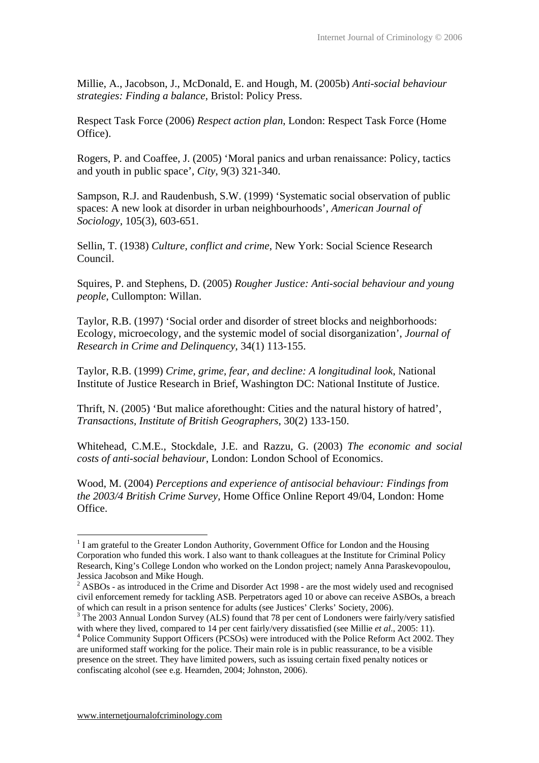Millie, A., Jacobson, J., McDonald, E. and Hough, M. (2005b) *Anti-social behaviour strategies: Finding a balance*, Bristol: Policy Press.

Respect Task Force (2006) *Respect action plan*, London: Respect Task Force (Home Office).

Rogers, P. and Coaffee, J. (2005) 'Moral panics and urban renaissance: Policy, tactics and youth in public space', *City*, 9(3) 321-340.

Sampson, R.J. and Raudenbush, S.W. (1999) 'Systematic social observation of public spaces: A new look at disorder in urban neighbourhoods', *American Journal of Sociology*, 105(3), 603-651.

Sellin, T. (1938) *Culture, conflict and crime*, New York: Social Science Research Council.

Squires, P. and Stephens, D. (2005) *Rougher Justice: Anti-social behaviour and young people*, Cullompton: Willan.

Taylor, R.B. (1997) 'Social order and disorder of street blocks and neighborhoods: Ecology, microecology, and the systemic model of social disorganization', *Journal of Research in Crime and Delinquency*, 34(1) 113-155.

Taylor, R.B. (1999) *Crime, grime, fear, and decline: A longitudinal look*, National Institute of Justice Research in Brief, Washington DC: National Institute of Justice.

Thrift, N. (2005) 'But malice aforethought: Cities and the natural history of hatred', *Transactions, Institute of British Geographers*, 30(2) 133-150.

Whitehead, C.M.E., Stockdale, J.E. and Razzu, G. (2003) *The economic and social costs of anti-social behaviour*, London: London School of Economics.

Wood, M. (2004) *Perceptions and experience of antisocial behaviour: Findings from the 2003/4 British Crime Survey*, Home Office Online Report 49/04, London: Home Office.

---

[1] I am grateful to the Greater London Authority, Government Office for London and the Housing Corporation who funded this work. I also want to thank colleagues at the Institute for Criminal Policy Research, King's College London who worked on the London project; namely Anna Paraskevopoulou, Jessica Jacobson and Mike Hough.

[2] ASBOs - as introduced in the Crime and Disorder Act 1998 - are the most widely used and recognised civil enforcement remedy for tackling ASB. Perpetrators aged 10 or above can receive ASBOs, a breach of which can result in a prison sentence for adults (see Justices' Clerks' Society, 2006).

[3] The 2003 Annual London Survey (ALS) found that 78 per cent of Londoners were fairly/very satisfied with where they lived, compared to 14 per cent fairly/very dissatisfied (see Millie *et al*., 2005: 11).

[4] Police Community Support Officers (PCSOs) were introduced with the Police Reform Act 2002. They are uniformed staff working for the police. Their main role is in public reassurance, to be a visible presence on the street. They have limited powers, such as issuing certain fixed penalty notices or confiscating alcohol (see e.g. Hearnden, 2004; Johnston, 2006).